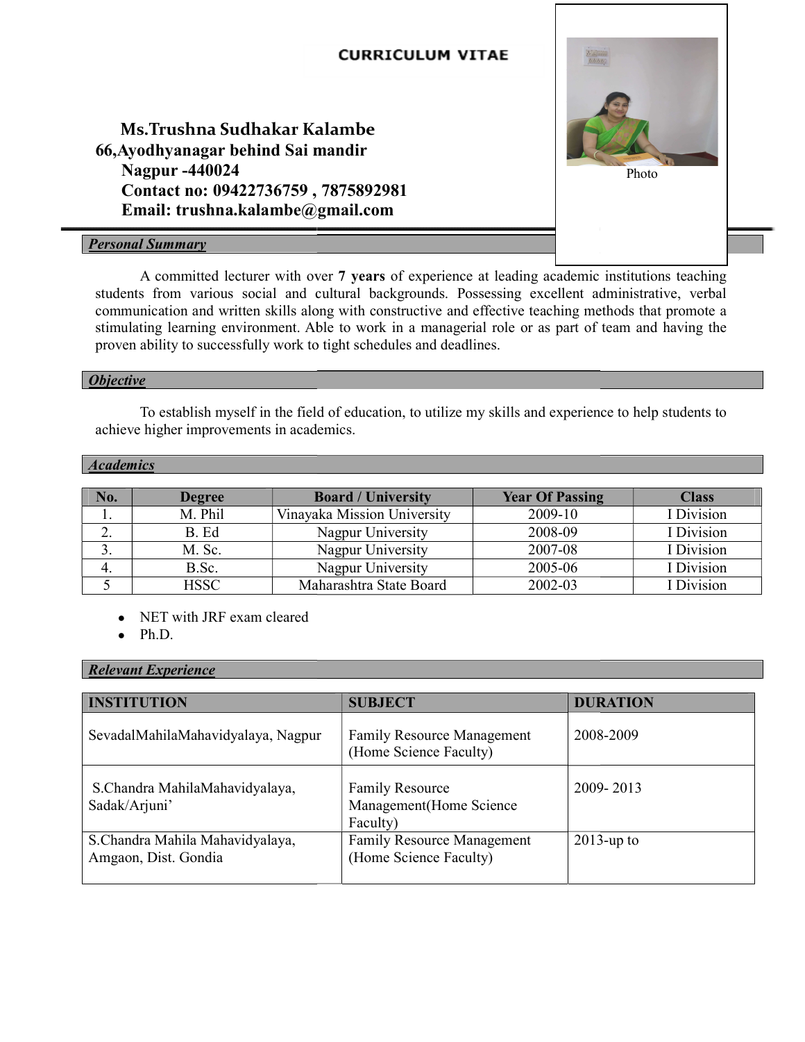# CURRICULUM VITAE

**Ms.Trushna Sudhakar Kalambe**
**66,Ayodhyanagar behind Sai mandir**
**Nagpur -440024**
**Contact no: 09422736759 , 7875892981**
**Email: trushna.kalambe@gmail.com**

Photo

## *Personal Summary*

A committed lecturer with over **7 years** of experience at leading academic institutions teaching students from various social and cultural backgrounds. Possessing excellent administrative, verbal communication and written skills along with constructive and effective teaching methods that promote a stimulating learning environment. Able to work in a managerial role or as part of team and having the proven ability to successfully work to tight schedules and deadlines.

## *Objective*

To establish myself in the field of education, to utilize my skills and experience to help students to achieve higher improvements in academics.

## *Academics*

| No. | Degree | Board / University | Year Of Passing | Class |
|---|---|---|---|---|
| 1. | M. Phil | Vinayaka Mission University | 2009-10 | I Division |
| 2. | B. Ed | Nagpur University | 2008-09 | I Division |
| 3. | M. Sc. | Nagpur University | 2007-08 | I Division |
| 4. | B.Sc. | Nagpur University | 2005-06 | I Division |
| 5 | HSSC | Maharashtra State Board | 2002-03 | I Division |

- NET with JRF exam cleared
- Ph.D.

## *Relevant Experience*

| INSTITUTION | SUBJECT | DURATION |
|---|---|---|
| SevadalMahilaMahavidyalaya, Nagpur | Family Resource Management (Home Science Faculty) | 2008-2009 |
| S.Chandra MahilaMahavidyalaya, Sadak/Arjuni' | Family Resource Management(Home Science Faculty) | 2009- 2013 |
| S.Chandra Mahila Mahavidyalaya, Amgaon, Dist. Gondia | Family Resource Management (Home Science Faculty) | 2013-up to |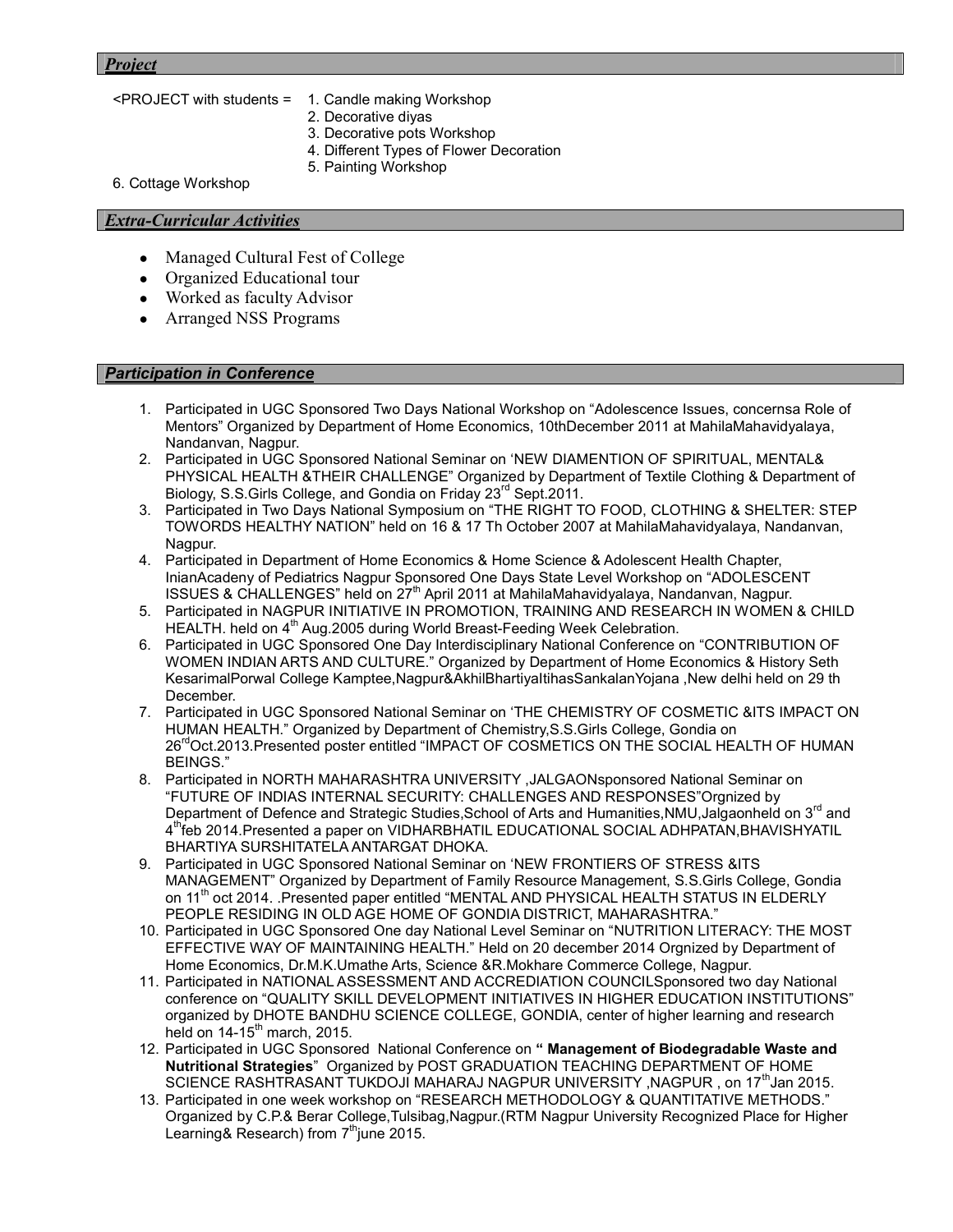## *Project*

<PROJECT with students = 1. Candle making Workshop
2. Decorative diyas
3. Decorative pots Workshop
4. Different Types of Flower Decoration
5. Painting Workshop

6. Cottage Workshop

## *Extra-Curricular Activities*

- Managed Cultural Fest of College
- Organized Educational tour
- Worked as faculty Advisor
- Arranged NSS Programs

## *Participation in Conference*

1. Participated in UGC Sponsored Two Days National Workshop on "Adolescence Issues, concernsa Role of Mentors" Organized by Department of Home Economics, 10thDecember 2011 at MahilaMahavidyalaya, Nandanvan, Nagpur.
2. Participated in UGC Sponsored National Seminar on 'NEW DIAMENTION OF SPIRITUAL, MENTAL& PHYSICAL HEALTH &THEIR CHALLENGE" Organized by Department of Textile Clothing & Department of Biology, S.S.Girls College, and Gondia on Friday 23rd Sept.2011.
3. Participated in Two Days National Symposium on "THE RIGHT TO FOOD, CLOTHING & SHELTER: STEP TOWORDS HEALTHY NATION" held on 16 & 17 Th October 2007 at MahilaMahavidyalaya, Nandanvan, Nagpur.
4. Participated in Department of Home Economics & Home Science & Adolescent Health Chapter, InianAcadeny of Pediatrics Nagpur Sponsored One Days State Level Workshop on "ADOLESCENT ISSUES & CHALLENGES" held on 27th April 2011 at MahilaMahavidyalaya, Nandanvan, Nagpur.
5. Participated in NAGPUR INITIATIVE IN PROMOTION, TRAINING AND RESEARCH IN WOMEN & CHILD HEALTH. held on 4th Aug.2005 during World Breast-Feeding Week Celebration.
6. Participated in UGC Sponsored One Day Interdisciplinary National Conference on "CONTRIBUTION OF WOMEN INDIAN ARTS AND CULTURE." Organized by Department of Home Economics & History Seth KesarimalPorwal College Kamptee,Nagpur&AkhilBhartiyaItihasSankalanYojana ,New delhi held on 29 th December.
7. Participated in UGC Sponsored National Seminar on 'THE CHEMISTRY OF COSMETIC &ITS IMPACT ON HUMAN HEALTH." Organized by Department of Chemistry,S.S.Girls College, Gondia on 26rdOct.2013.Presented poster entitled "IMPACT OF COSMETICS ON THE SOCIAL HEALTH OF HUMAN BEINGS."
8. Participated in NORTH MAHARASHTRA UNIVERSITY ,JALGAONsponsored National Seminar on "FUTURE OF INDIAS INTERNAL SECURITY: CHALLENGES AND RESPONSES"Orgnized by Department of Defence and Strategic Studies,School of Arts and Humanities,NMU,Jalgaonheld on 3rd and 4thfeb 2014.Presented a paper on VIDHARBHATIL EDUCATIONAL SOCIAL ADHPATAN,BHAVISHYATIL BHARTIYA SURSHITATELA ANTARGAT DHOKA.
9. Participated in UGC Sponsored National Seminar on 'NEW FRONTIERS OF STRESS &ITS MANAGEMENT" Organized by Department of Family Resource Management, S.S.Girls College, Gondia on 11th oct 2014. .Presented paper entitled "MENTAL AND PHYSICAL HEALTH STATUS IN ELDERLY PEOPLE RESIDING IN OLD AGE HOME OF GONDIA DISTRICT, MAHARASHTRA."
10. Participated in UGC Sponsored One day National Level Seminar on "NUTRITION LITERACY: THE MOST EFFECTIVE WAY OF MAINTAINING HEALTH." Held on 20 december 2014 Orgnized by Department of Home Economics, Dr.M.K.Umathe Arts, Science &R.Mokhare Commerce College, Nagpur.
11. Participated in NATIONAL ASSESSMENT AND ACCREDIATION COUNCILSponsored two day National conference on "QUALITY SKILL DEVELOPMENT INITIATIVES IN HIGHER EDUCATION INSTITUTIONS" organized by DHOTE BANDHU SCIENCE COLLEGE, GONDIA, center of higher learning and research held on 14-15th march, 2015.
12. Participated in UGC Sponsored National Conference on **" Management of Biodegradable Waste and Nutritional Strategies**" Organized by POST GRADUATION TEACHING DEPARTMENT OF HOME SCIENCE RASHTRASANT TUKDOJI MAHARAJ NAGPUR UNIVERSITY ,NAGPUR , on 17thJan 2015.
13. Participated in one week workshop on "RESEARCH METHODOLOGY & QUANTITATIVE METHODS." Organized by C.P.& Berar College,Tulsibag,Nagpur.(RTM Nagpur University Recognized Place for Higher Learning& Research) from 7thjune 2015.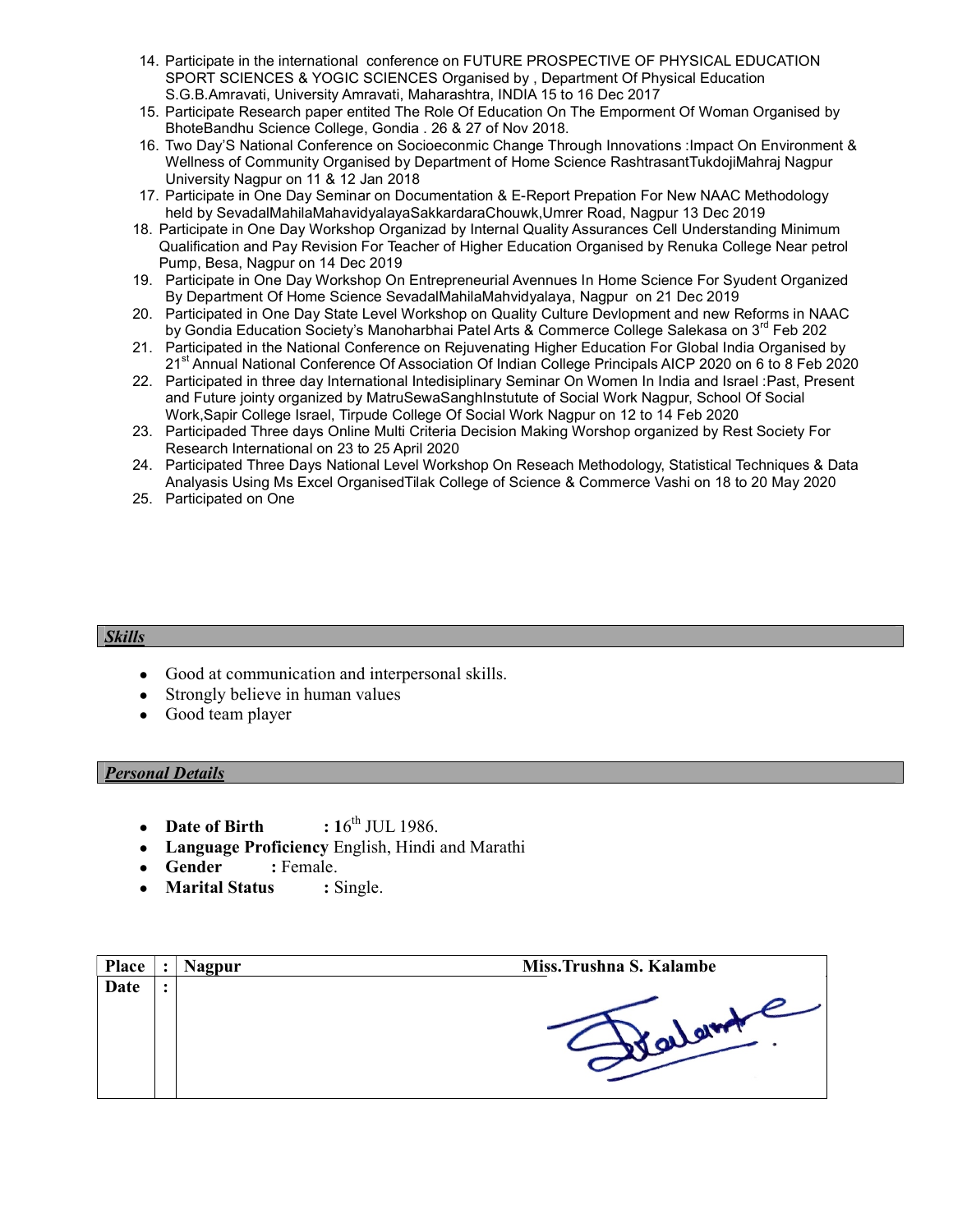14. Participate in the international conference on FUTURE PROSPECTIVE OF PHYSICAL EDUCATION SPORT SCIENCES & YOGIC SCIENCES Organised by , Department Of Physical Education S.G.B.Amravati, University Amravati, Maharashtra, INDIA 15 to 16 Dec 2017
15. Participate Research paper entited The Role Of Education On The Emporment Of Woman Organised by BhoteBandhu Science College, Gondia . 26 & 27 of Nov 2018.
16. Two Day'S National Conference on Socioeconmic Change Through Innovations :Impact On Environment & Wellness of Community Organised by Department of Home Science RashtrasantTukdojiMahraj Nagpur University Nagpur on 11 & 12 Jan 2018
17. Participate in One Day Seminar on Documentation & E-Report Prepation For New NAAC Methodology held by SevadalMahilaMahavidyalayaSakkardaraChouwk,Umrer Road, Nagpur 13 Dec 2019
18. Participate in One Day Workshop Organizad by Internal Quality Assurances Cell Understanding Minimum Qualification and Pay Revision For Teacher of Higher Education Organised by Renuka College Near petrol Pump, Besa, Nagpur on 14 Dec 2019
19. Participate in One Day Workshop On Entrepreneurial Avennues In Home Science For Syudent Organized By Department Of Home Science SevadalMahilaMahvidyalaya, Nagpur on 21 Dec 2019
20. Participated in One Day State Level Workshop on Quality Culture Devlopment and new Reforms in NAAC by Gondia Education Society's Manoharbhai Patel Arts & Commerce College Salekasa on 3rd Feb 202
21. Participated in the National Conference on Rejuvenating Higher Education For Global India Organised by 21st Annual National Conference Of Association Of Indian College Principals AICP 2020 on 6 to 8 Feb 2020
22. Participated in three day International Intedisiplinary Seminar On Women In India and Israel :Past, Present and Future jointy organized by MatruSewaSanghInstutute of Social Work Nagpur, School Of Social Work,Sapir College Israel, Tirpude College Of Social Work Nagpur on 12 to 14 Feb 2020
23. Participaded Three days Online Multi Criteria Decision Making Worshop organized by Rest Society For Research International on 23 to 25 April 2020
24. Participated Three Days National Level Workshop On Reseach Methodology, Statistical Techniques & Data Analyasis Using Ms Excel OrganisedTilak College of Science & Commerce Vashi on 18 to 20 May 2020
25. Participated on One

## ***Skills***

- Good at communication and interpersonal skills.
- Strongly believe in human values
- Good team player

## ***Personal Details***

- **Date of Birth** : **1**6th JUL 1986.
- **Language Proficiency** English, Hindi and Marathi
- **Gender** : Female.
- **Marital Status** : Single.

| | | | |
|---|---|---|---|
| **Place** | **:** | **Nagpur** | **Miss.Trushna S. Kalambe** |
| **Date** | **:** | | |